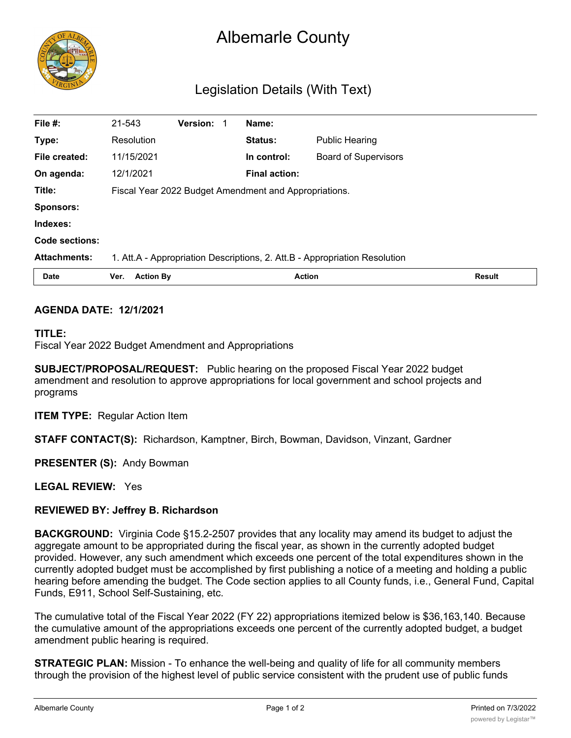# Albemarle County

## Legislation Details (With Text)

| | | | | | |
|---|---|---|---|---|---|
| **File #:** | 21-543 | **Version:** 1 | **Name:** | | |
| **Type:** | Resolution | | **Status:** | Public Hearing | |
| **File created:** | 11/15/2021 | | **In control:** | Board of Supervisors | |
| **On agenda:** | 12/1/2021 | | **Final action:** | | |
| **Title:** | Fiscal Year 2022 Budget Amendment and Appropriations. | | | | |
| **Sponsors:** | | | | | |
| **Indexes:** | | | | | |
| **Code sections:** | | | | | |
| **Attachments:** | 1. Att.A - Appropriation Descriptions, 2. Att.B - Appropriation Resolution | | | | |

| Date | Ver. | Action By | Action | Result |
|---|---|---|---|---|

**AGENDA DATE: 12/1/2021**

**TITLE:**
Fiscal Year 2022 Budget Amendment and Appropriations

**SUBJECT/PROPOSAL/REQUEST:** Public hearing on the proposed Fiscal Year 2022 budget amendment and resolution to approve appropriations for local government and school projects and programs

**ITEM TYPE:** Regular Action Item

**STAFF CONTACT(S):** Richardson, Kamptner, Birch, Bowman, Davidson, Vinzant, Gardner

**PRESENTER (S):** Andy Bowman

**LEGAL REVIEW:** Yes

**REVIEWED BY: Jeffrey B. Richardson**

**BACKGROUND:** Virginia Code §15.2-2507 provides that any locality may amend its budget to adjust the aggregate amount to be appropriated during the fiscal year, as shown in the currently adopted budget provided. However, any such amendment which exceeds one percent of the total expenditures shown in the currently adopted budget must be accomplished by first publishing a notice of a meeting and holding a public hearing before amending the budget. The Code section applies to all County funds, i.e., General Fund, Capital Funds, E911, School Self-Sustaining, etc.

The cumulative total of the Fiscal Year 2022 (FY 22) appropriations itemized below is $36,163,140. Because the cumulative amount of the appropriations exceeds one percent of the currently adopted budget, a budget amendment public hearing is required.

**STRATEGIC PLAN:** Mission - To enhance the well-being and quality of life for all community members through the provision of the highest level of public service consistent with the prudent use of public funds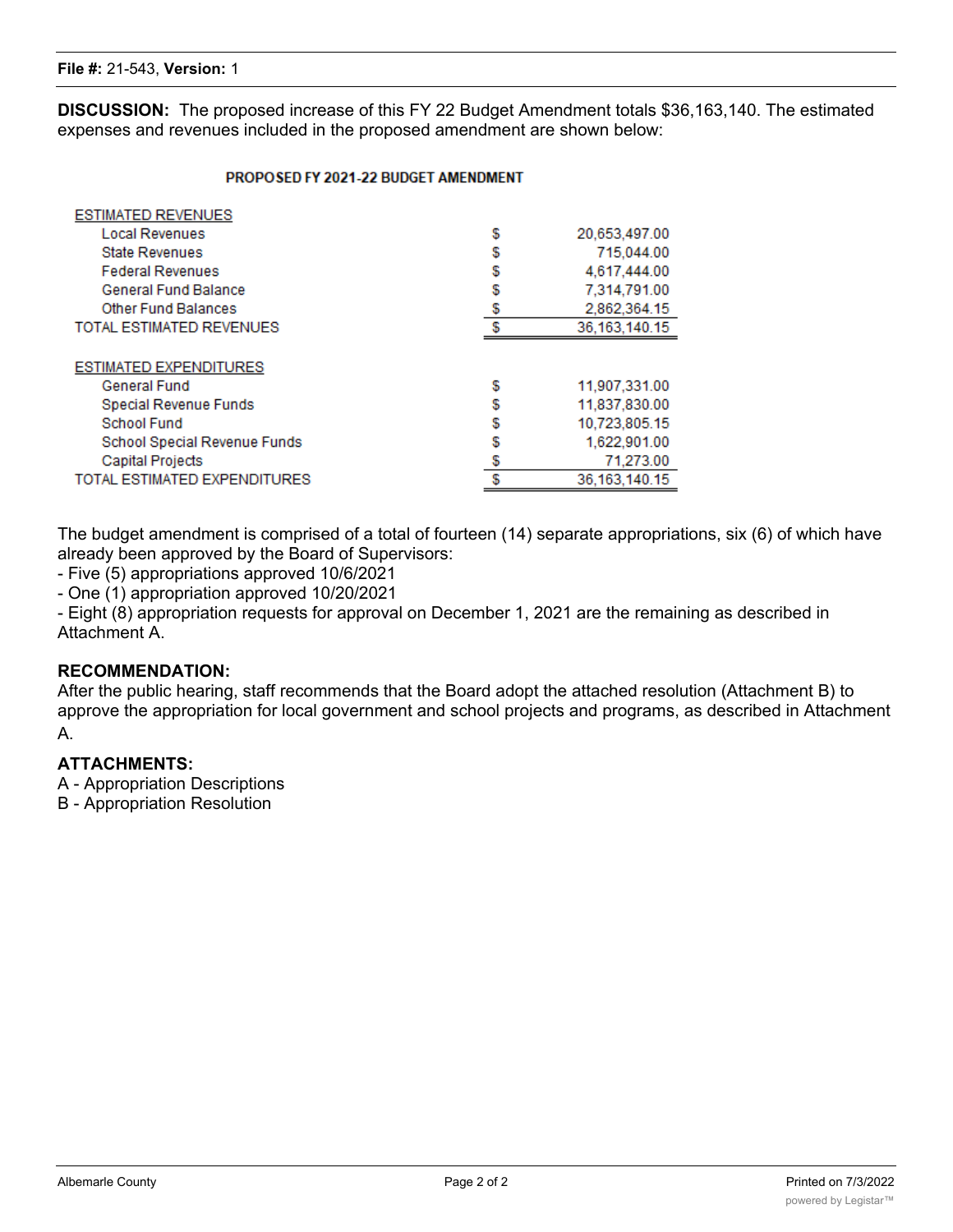**File #:** 21-543, **Version:** 1

**DISCUSSION:** The proposed increase of this FY 22 Budget Amendment totals $36,163,140. The estimated expenses and revenues included in the proposed amendment are shown below:

**PROPOSED FY 2021-22 BUDGET AMENDMENT**

| | | |
|---|---|---|
| ESTIMATED REVENUES | | |
| Local Revenues | $ | 20,653,497.00 |
| State Revenues | $ | 715,044.00 |
| Federal Revenues | $ | 4,617,444.00 |
| General Fund Balance | $ | 7,314,791.00 |
| Other Fund Balances | $ | 2,862,364.15 |
| TOTAL ESTIMATED REVENUES | $ | 36,163,140.15 |
| | | |
| ESTIMATED EXPENDITURES | | |
| General Fund | $ | 11,907,331.00 |
| Special Revenue Funds | $ | 11,837,830.00 |
| School Fund | $ | 10,723,805.15 |
| School Special Revenue Funds | $ | 1,622,901.00 |
| Capital Projects | $ | 71,273.00 |
| TOTAL ESTIMATED EXPENDITURES | $ | 36,163,140.15 |

The budget amendment is comprised of a total of fourteen (14) separate appropriations, six (6) of which have already been approved by the Board of Supervisors:

- Five (5) appropriations approved 10/6/2021
- One (1) appropriation approved 10/20/2021
- Eight (8) appropriation requests for approval on December 1, 2021 are the remaining as described in Attachment A.

**RECOMMENDATION:**

After the public hearing, staff recommends that the Board adopt the attached resolution (Attachment B) to approve the appropriation for local government and school projects and programs, as described in Attachment A.

**ATTACHMENTS:**

A - Appropriation Descriptions
B - Appropriation Resolution